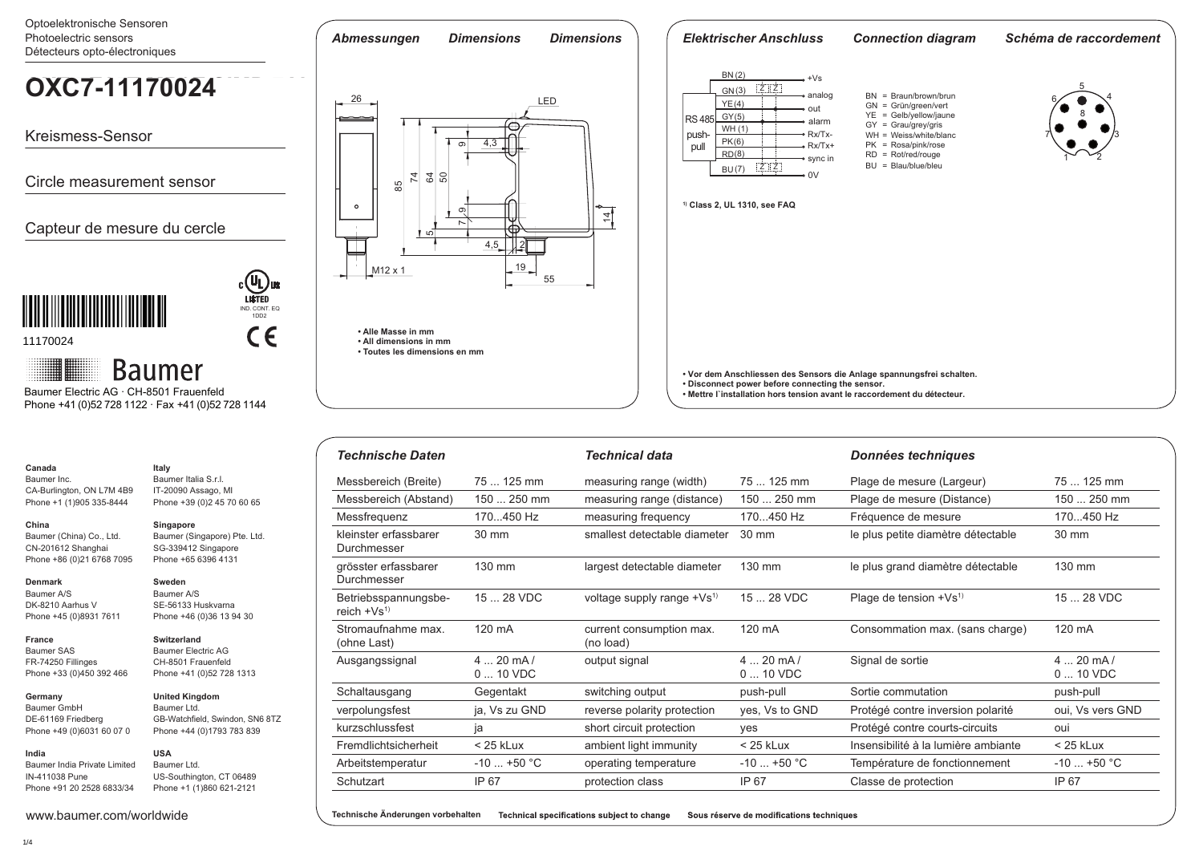Optoelektronische Sensoren
Photoelectric sensors
Détecteurs opto-électroniques

# OXC7-11170024

Kreismess-Sensor

Circle measurement sensor

Capteur de mesure du cercle

LISTED
IND. CONT. EQ
1DD2

11170024

Baumer

Baumer Electric AG · CH-8501 Frauenfeld
Phone +41 (0)52 728 1122 · Fax +41 (0)52 728 1144

**Canada**
Baumer Inc.
CA-Burlington, ON L7M 4B9
Phone +1 (1)905 335-8444

**China**
Baumer (China) Co., Ltd.
CN-201612 Shanghai
Phone +86 (0)21 6768 7095

**Denmark**
Baumer A/S
DK-8210 Aarhus V
Phone +45 (0)8931 7611

**France**
Baumer SAS
FR-74250 Fillinges
Phone +33 (0)450 392 466

**Germany**
Baumer GmbH
DE-61169 Friedberg
Phone +49 (0)6031 60 07 0

**India**
Baumer India Private Limited
IN-411038 Pune
Phone +91 20 2528 6833/34

**Italy**
Baumer Italia S.r.l.
IT-20090 Assago, MI
Phone +39 (0)2 45 70 60 65

**Singapore**
Baumer (Singapore) Pte. Ltd.
SG-339412 Singapore
Phone +65 6396 4131

**Sweden**
Baumer A/S
SE-56133 Huskvarna
Phone +46 (0)36 13 94 30

**Switzerland**
Baumer Electric AG
CH-8501 Frauenfeld
Phone +41 (0)52 728 1313

**United Kingdom**
Baumer Ltd.
GB-Watchfield, Swindon, SN6 8TZ
Phone +44 (0)1793 783 839

**USA**
Baumer Ltd.
US-Southington, CT 06489
Phone +1 (1)860 621-2121

www.baumer.com/worldwide

## *Abmessungen* *Dimensions* *Dimensions*

26, LED, 85, 74, 64, 50, 9, 4,3, 7,9, 5, 14, 4,5, 2, 19, 55, M12 x 1

- **Alle Masse in mm**
- **All dimensions in mm**
- **Toutes les dimensions en mm**

## *Elektrischer Anschluss* *Connection diagram* *Schéma de raccordement*

| Pin | Signal |
|---|---|
| BN (2) | +Vs |
| GN (3) | analog |
| YE (4) | out |
| GY (5) | alarm |
| WH (1) | Rx/Tx- |
| PK (6) | Rx/Tx+ |
| RD (8) | sync in |
| BU (7) | 0V |

RS 485, push-pull, Z, Z

BN = Braun/brown/brun
GN = Grün/green/vert
YE = Gelb/yellow/jaune
GY = Grau/grey/gris
WH = Weiss/white/blanc
PK = Rosa/pink/rose
RD = Rot/red/rouge
BU = Blau/blue/bleu

1) **Class 2, UL 1310, see FAQ**

- **Vor dem Anschliessen des Sensors die Anlage spannungsfrei schalten.**
- **Disconnect power before connecting the sensor.**
- **Mettre l`installation hors tension avant le raccordement du détecteur.**

## *Technische Daten* / *Technical data* / *Données techniques*

| Technische Daten | | Technical data | | Données techniques | |
|---|---|---|---|---|---|
| Messbereich (Breite) | 75 ... 125 mm | measuring range (width) | 75 ... 125 mm | Plage de mesure (Largeur) | 75 ... 125 mm |
| Messbereich (Abstand) | 150 ... 250 mm | measuring range (distance) | 150 ... 250 mm | Plage de mesure (Distance) | 150 ... 250 mm |
| Messfrequenz | 170...450 Hz | measuring frequency | 170...450 Hz | Fréquence de mesure | 170...450 Hz |
| kleinster erfassbarer Durchmesser | 30 mm | smallest detectable diameter | 30 mm | le plus petite diamètre détectable | 30 mm |
| grösster erfassbarer Durchmesser | 130 mm | largest detectable diameter | 130 mm | le plus grand diamètre détectable | 130 mm |
| Betriebsspannungsbereich +Vs[1] | 15 ... 28 VDC | voltage supply range +Vs[1] | 15 ... 28 VDC | Plage de tension +Vs[1] | 15 ... 28 VDC |
| Stromaufnahme max. (ohne Last) | 120 mA | current consumption max. (no load) | 120 mA | Consommation max. (sans charge) | 120 mA |
| Ausgangssignal | 4 ... 20 mA / 0 ... 10 VDC | output signal | 4 ... 20 mA / 0 ... 10 VDC | Signal de sortie | 4 ... 20 mA / 0 ... 10 VDC |
| Schaltausgang | Gegentakt | switching output | push-pull | Sortie commutation | push-pull |
| verpolungsfest | ja, Vs zu GND | reverse polarity protection | yes, Vs to GND | Protégé contre inversion polarité | oui, Vs vers GND |
| kurzschlussfest | ja | short circuit protection | yes | Protégé contre courts-circuits | oui |
| Fremdlichtsicherheit | < 25 kLux | ambient light immunity | < 25 kLux | Insensibilité à la lumière ambiante | < 25 kLux |
| Arbeitstemperatur | -10 ... +50 °C | operating temperature | -10 ... +50 °C | Température de fonctionnement | -10 ... +50 °C |
| Schutzart | IP 67 | protection class | IP 67 | Classe de protection | IP 67 |

**Technische Änderungen vorbehalten** **Technical specifications subject to change** **Sous réserve de modifications techniques**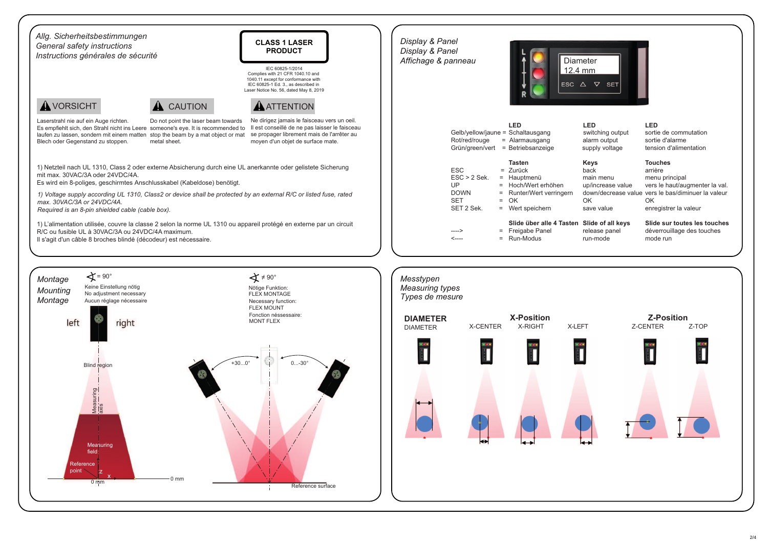## Allg. Sicherheitsbestimmungen
## General safety instructions
## Instructions générales de sécurité

**CLASS 1 LASER PRODUCT**

IEC 60825-1/2014
Complies with 21 CFR 1040.10 and 1040.11 except for conformance with IEC 60825-1 Ed. 3., as described in Laser Notice No. 56, dated May 8, 2019

**⚠ VORSICHT**

Laserstrahl nie auf ein Auge richten. Es empfiehlt sich, den Strahl nicht ins Leere laufen zu lassen, sondern mit einem matten Blech oder Gegenstand zu stoppen.

**⚠ CAUTION**

Do not point the laser beam towards someone's eye. It is recommended to stop the beam by a mat object or mat metal sheet.

**⚠ ATTENTION**

Ne dirigez jamais le faisceau vers un oeil. Il est conseillé de ne pas laisser le faisceau se propager librement mais de l'arrêter au moyen d'un objet de surface mate.

1) Netzteil nach UL 1310, Class 2 oder externe Absicherung durch eine UL anerkannte oder gelistete Sicherung mit max. 30VAC/3A oder 24VDC/4A.
Es wird ein 8-poliges, geschirmtes Anschlusskabel (Kabeldose) benötigt.

*1) Voltage supply according UL 1310, Class2 or device shall be protected by an external R/C or listed fuse, rated max. 30VAC/3A or 24VDC/4A.*
*Required is an 8-pin shielded cable (cable box).*

1) L'alimentation utilisée, couvre la classe 2 selon la norme UL 1310 ou appareil protégé en externe par un circuit R/C ou fusible UL à 30VAC/3A ou 24VDC/4A maximum.
Il s'agit d'un câble 8 broches blindé (décodeur) est nécessaire.

## Display & Panel
## Display & Panel
## Affichage & panneau

| | | LED | LED | LED |
|---|---|---|---|---|
| Gelb/yellow/jaune | = | Schaltausgang | switching output | sortie de commutation |
| Rot/red/rouge | = | Alarmausgang | alarm output | sortie d'alarme |
| Grün/green/vert | = | Betriebsanzeige | supply voltage | tension d'alimentation |
| | | **Tasten** | **Keys** | **Touches** |
| ESC | = | Zurück | back | arrière |
| ESC > 2 Sek. | = | Hauptmenü | main menu | menu principal |
| UP | = | Hoch/Wert erhöhen | up/increase value | vers le haut/augmenter la val. |
| DOWN | = | Runter/Wert verringern | down/decrease value | vers le bas/diminuer la valeur |
| SET | = | OK | OK | OK |
| SET 2 Sek. | = | Wert speichern | save value | enregistrer la valeur |
| | | **Slide über alle 4 Tasten** | **Slide of all keys** | **Slide sur toutes les touches** |
| ----> | = | Freigabe Panel | release panel | déverrouillage des touches |
| <---- | = | Run-Modus | run-mode | mode run |

## Montage
## Mounting
## Montage

= 90°
Keine Einstellung nötig
No adjustment necessary
Aucun réglage nécessaire

≠ 90°
Nötige Funktion:
FLEX MONTAGE
Necessary function:
FLEX MOUNT
Fonction néssessaire:
MONT FLEX

## Messtypen
## Measuring types
## Types de mesure

**DIAMETER** — DIAMETER

**X-Position** — X-CENTER, X-RIGHT, X-LEFT

**Z-Position** — Z-CENTER, Z-TOP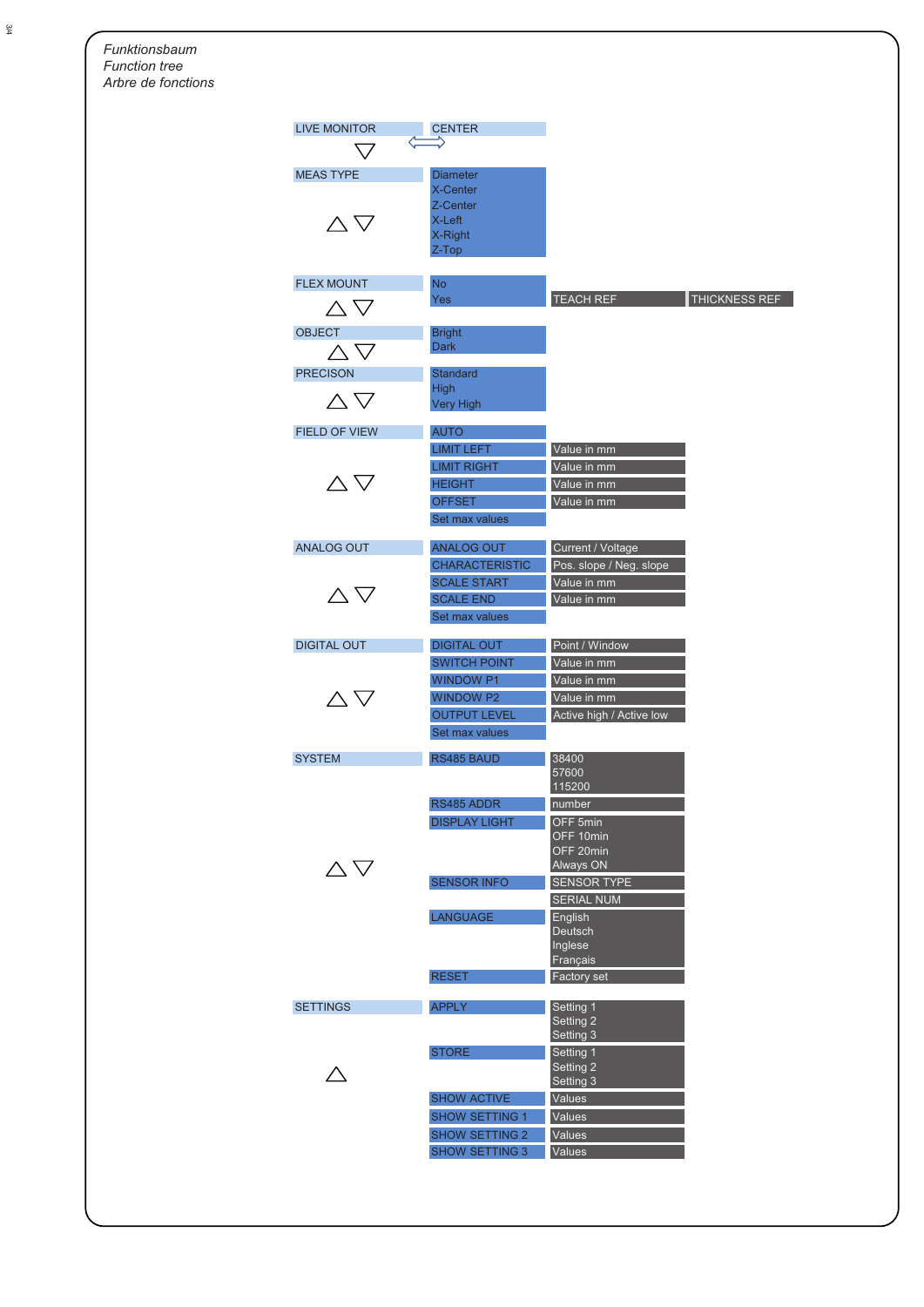*Funktionsbaum*
*Function tree*
*Arbre de fonctions*

| Menu | Level 1 | Level 2 | Level 3 |
|---|---|---|---|
| LIVE MONITOR ⇔ | CENTER | | |
| MEAS TYPE | Diameter<br>X-Center<br>Z-Center<br>X-Left<br>X-Right<br>Z-Top | | |
| FLEX MOUNT | No<br>Yes | TEACH REF | THICKNESS REF |
| OBJECT | Bright<br>Dark | | |
| PRECISON | Standard<br>High<br>Very High | | |
| FIELD OF VIEW | AUTO | | |
| | LIMIT LEFT | Value in mm | |
| | LIMIT RIGHT | Value in mm | |
| | HEIGHT | Value in mm | |
| | OFFSET | Value in mm | |
| | Set max values | | |
| ANALOG OUT | ANALOG OUT | Current / Voltage | |
| | CHARACTERISTIC | Pos. slope / Neg. slope | |
| | SCALE START | Value in mm | |
| | SCALE END | Value in mm | |
| | Set max values | | |
| DIGITAL OUT | DIGITAL OUT | Point / Window | |
| | SWITCH POINT | Value in mm | |
| | WINDOW P1 | Value in mm | |
| | WINDOW P2 | Value in mm | |
| | OUTPUT LEVEL | Active high / Active low | |
| | Set max values | | |
| SYSTEM | RS485 BAUD | 38400<br>57600<br>115200 | |
| | RS485 ADDR | number | |
| | DISPLAY LIGHT | OFF 5min<br>OFF 10min<br>OFF 20min<br>Always ON | |
| | SENSOR INFO | SENSOR TYPE<br>SERIAL NUM | |
| | LANGUAGE | English<br>Deutsch<br>Inglese<br>Français | |
| | RESET | Factory set | |
| SETTINGS | APPLY | Setting 1<br>Setting 2<br>Setting 3 | |
| | STORE | Setting 1<br>Setting 2<br>Setting 3 | |
| | SHOW ACTIVE | Values | |
| | SHOW SETTING 1 | Values | |
| | SHOW SETTING 2 | Values | |
| | SHOW SETTING 3 | Values | |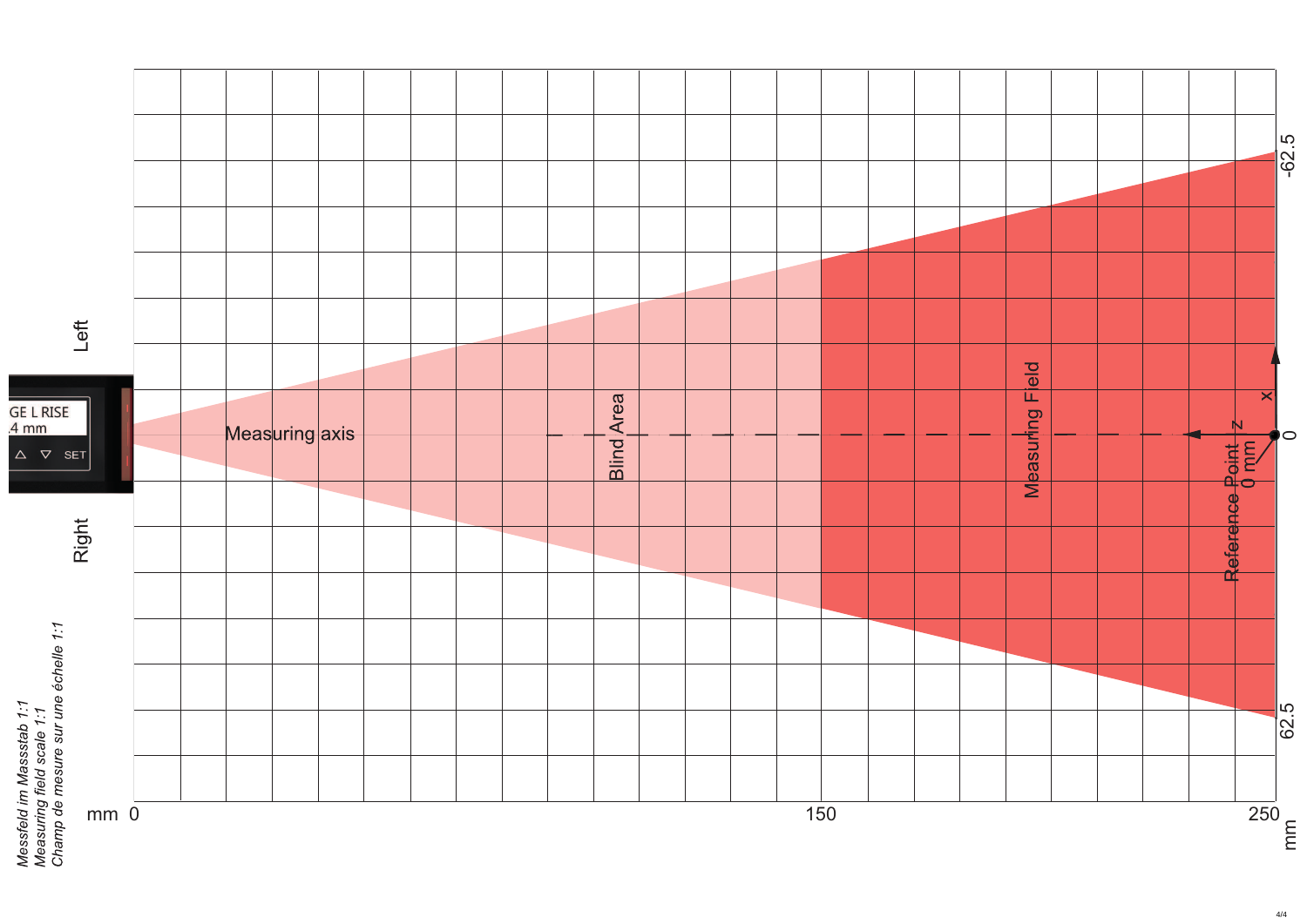Left

Right

Measuring axis

Blind Area

Measuring Field

Reference Point
0 mm

x

z

-62.5

0

62.5

mm 0

150

250

mm

*Messfeld im Massstab 1:1*
*Measuring field scale 1:1*
*Champ de mesure sur une échelle 1:1*